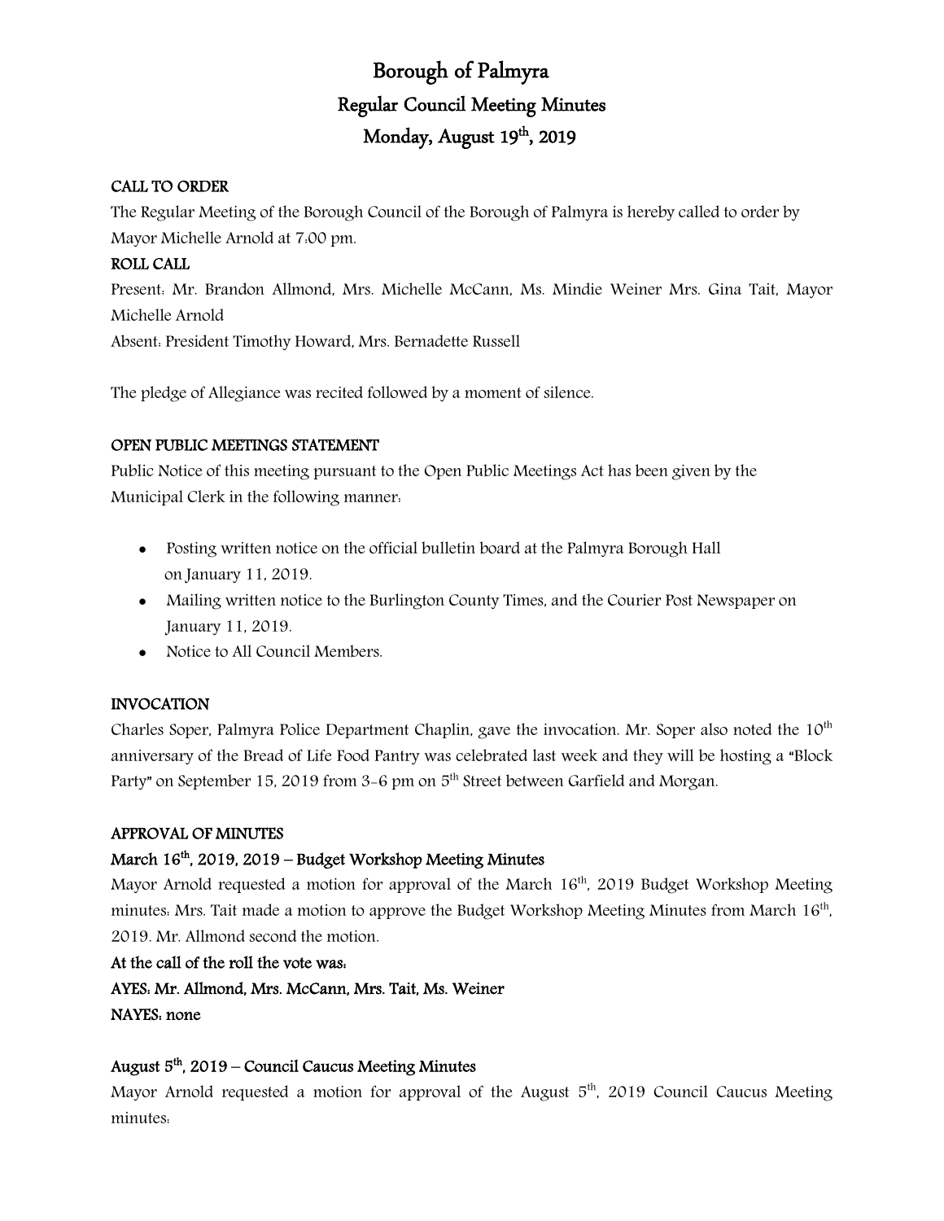# Borough of Palmyra

## Regular Council Meeting Minutes

## Monday, August 19th, 2019

**CALL TO ORDER**

The Regular Meeting of the Borough Council of the Borough of Palmyra is hereby called to order by Mayor Michelle Arnold at 7:00 pm.

**ROLL CALL**

Present: Mr. Brandon Allmond, Mrs. Michelle McCann, Ms. Mindie Weiner Mrs. Gina Tait, Mayor Michelle Arnold

Absent: President Timothy Howard, Mrs. Bernadette Russell

The pledge of Allegiance was recited followed by a moment of silence.

**OPEN PUBLIC MEETINGS STATEMENT**

Public Notice of this meeting pursuant to the Open Public Meetings Act has been given by the Municipal Clerk in the following manner:

- Posting written notice on the official bulletin board at the Palmyra Borough Hall on January 11, 2019.
- Mailing written notice to the Burlington County Times, and the Courier Post Newspaper on January 11, 2019.
- Notice to All Council Members.

**INVOCATION**

Charles Soper, Palmyra Police Department Chaplin, gave the invocation. Mr. Soper also noted the 10th anniversary of the Bread of Life Food Pantry was celebrated last week and they will be hosting a "Block Party" on September 15, 2019 from 3-6 pm on 5th Street between Garfield and Morgan.

**APPROVAL OF MINUTES**

**March 16th, 2019, 2019 – Budget Workshop Meeting Minutes**

Mayor Arnold requested a motion for approval of the March 16th, 2019 Budget Workshop Meeting minutes: Mrs. Tait made a motion to approve the Budget Workshop Meeting Minutes from March 16th, 2019. Mr. Allmond second the motion.

**At the call of the roll the vote was:**

**AYES: Mr. Allmond, Mrs. McCann, Mrs. Tait, Ms. Weiner**

**NAYES: none**

**August 5th, 2019 – Council Caucus Meeting Minutes**

Mayor Arnold requested a motion for approval of the August 5th, 2019 Council Caucus Meeting minutes: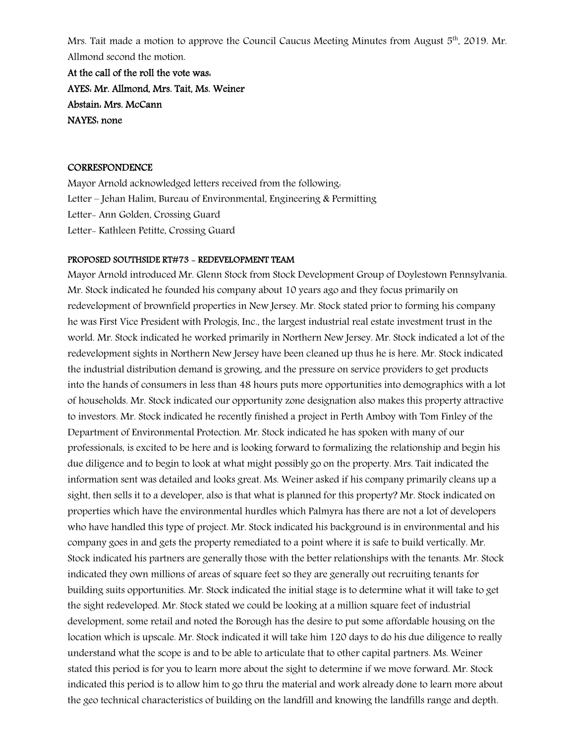Mrs. Tait made a motion to approve the Council Caucus Meeting Minutes from August 5th, 2019. Mr. Allmond second the motion.

**At the call of the roll the vote was:**
**AYES: Mr. Allmond, Mrs. Tait, Ms. Weiner**
**Abstain: Mrs. McCann**
**NAYES: none**

**CORRESPONDENCE**

Mayor Arnold acknowledged letters received from the following:
Letter – Jehan Halim, Bureau of Environmental, Engineering & Permitting
Letter- Ann Golden, Crossing Guard
Letter- Kathleen Petitte, Crossing Guard

**PROPOSED SOUTHSIDE RT#73 - REDEVELOPMENT TEAM**

Mayor Arnold introduced Mr. Glenn Stock from Stock Development Group of Doylestown Pennsylvania. Mr. Stock indicated he founded his company about 10 years ago and they focus primarily on redevelopment of brownfield properties in New Jersey. Mr. Stock stated prior to forming his company he was First Vice President with Prologis, Inc., the largest industrial real estate investment trust in the world. Mr. Stock indicated he worked primarily in Northern New Jersey. Mr. Stock indicated a lot of the redevelopment sights in Northern New Jersey have been cleaned up thus he is here. Mr. Stock indicated the industrial distribution demand is growing, and the pressure on service providers to get products into the hands of consumers in less than 48 hours puts more opportunities into demographics with a lot of households. Mr. Stock indicated our opportunity zone designation also makes this property attractive to investors. Mr. Stock indicated he recently finished a project in Perth Amboy with Tom Finley of the Department of Environmental Protection. Mr. Stock indicated he has spoken with many of our professionals, is excited to be here and is looking forward to formalizing the relationship and begin his due diligence and to begin to look at what might possibly go on the property. Mrs. Tait indicated the information sent was detailed and looks great. Ms. Weiner asked if his company primarily cleans up a sight, then sells it to a developer, also is that what is planned for this property? Mr. Stock indicated on properties which have the environmental hurdles which Palmyra has there are not a lot of developers who have handled this type of project. Mr. Stock indicated his background is in environmental and his company goes in and gets the property remediated to a point where it is safe to build vertically. Mr. Stock indicated his partners are generally those with the better relationships with the tenants. Mr. Stock indicated they own millions of areas of square feet so they are generally out recruiting tenants for building suits opportunities. Mr. Stock indicated the initial stage is to determine what it will take to get the sight redeveloped. Mr. Stock stated we could be looking at a million square feet of industrial development, some retail and noted the Borough has the desire to put some affordable housing on the location which is upscale. Mr. Stock indicated it will take him 120 days to do his due diligence to really understand what the scope is and to be able to articulate that to other capital partners. Ms. Weiner stated this period is for you to learn more about the sight to determine if we move forward. Mr. Stock indicated this period is to allow him to go thru the material and work already done to learn more about the geo technical characteristics of building on the landfill and knowing the landfills range and depth.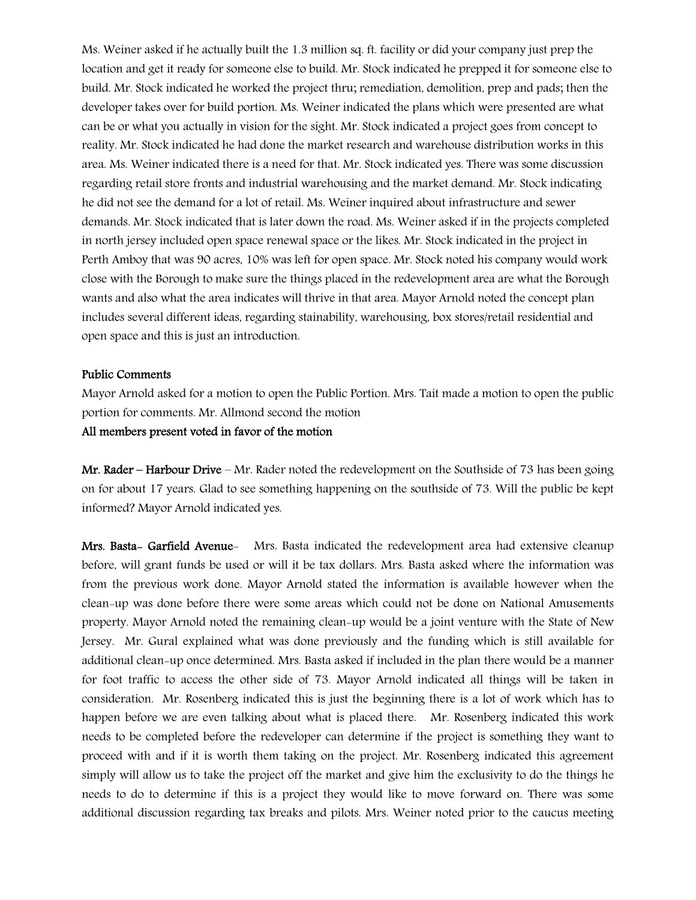Ms. Weiner asked if he actually built the 1.3 million sq. ft. facility or did your company just prep the location and get it ready for someone else to build. Mr. Stock indicated he prepped it for someone else to build. Mr. Stock indicated he worked the project thru; remediation, demolition, prep and pads; then the developer takes over for build portion. Ms. Weiner indicated the plans which were presented are what can be or what you actually in vision for the sight. Mr. Stock indicated a project goes from concept to reality. Mr. Stock indicated he had done the market research and warehouse distribution works in this area. Ms. Weiner indicated there is a need for that. Mr. Stock indicated yes. There was some discussion regarding retail store fronts and industrial warehousing and the market demand. Mr. Stock indicating he did not see the demand for a lot of retail. Ms. Weiner inquired about infrastructure and sewer demands. Mr. Stock indicated that is later down the road. Ms. Weiner asked if in the projects completed in north jersey included open space renewal space or the likes. Mr. Stock indicated in the project in Perth Amboy that was 90 acres, 10% was left for open space. Mr. Stock noted his company would work close with the Borough to make sure the things placed in the redevelopment area are what the Borough wants and also what the area indicates will thrive in that area. Mayor Arnold noted the concept plan includes several different ideas, regarding stainability, warehousing, box stores/retail residential and open space and this is just an introduction.

**Public Comments**

Mayor Arnold asked for a motion to open the Public Portion. Mrs. Tait made a motion to open the public portion for comments. Mr. Allmond second the motion

**All members present voted in favor of the motion**

**Mr. Rader – Harbour Drive** – Mr. Rader noted the redevelopment on the Southside of 73 has been going on for about 17 years. Glad to see something happening on the southside of 73. Will the public be kept informed? Mayor Arnold indicated yes.

**Mrs. Basta- Garfield Avenue**- Mrs. Basta indicated the redevelopment area had extensive cleanup before, will grant funds be used or will it be tax dollars. Mrs. Basta asked where the information was from the previous work done. Mayor Arnold stated the information is available however when the clean-up was done before there were some areas which could not be done on National Amusements property. Mayor Arnold noted the remaining clean-up would be a joint venture with the State of New Jersey. Mr. Gural explained what was done previously and the funding which is still available for additional clean-up once determined. Mrs. Basta asked if included in the plan there would be a manner for foot traffic to access the other side of 73. Mayor Arnold indicated all things will be taken in consideration. Mr. Rosenberg indicated this is just the beginning there is a lot of work which has to happen before we are even talking about what is placed there. Mr. Rosenberg indicated this work needs to be completed before the redeveloper can determine if the project is something they want to proceed with and if it is worth them taking on the project. Mr. Rosenberg indicated this agreement simply will allow us to take the project off the market and give him the exclusivity to do the things he needs to do to determine if this is a project they would like to move forward on. There was some additional discussion regarding tax breaks and pilots. Mrs. Weiner noted prior to the caucus meeting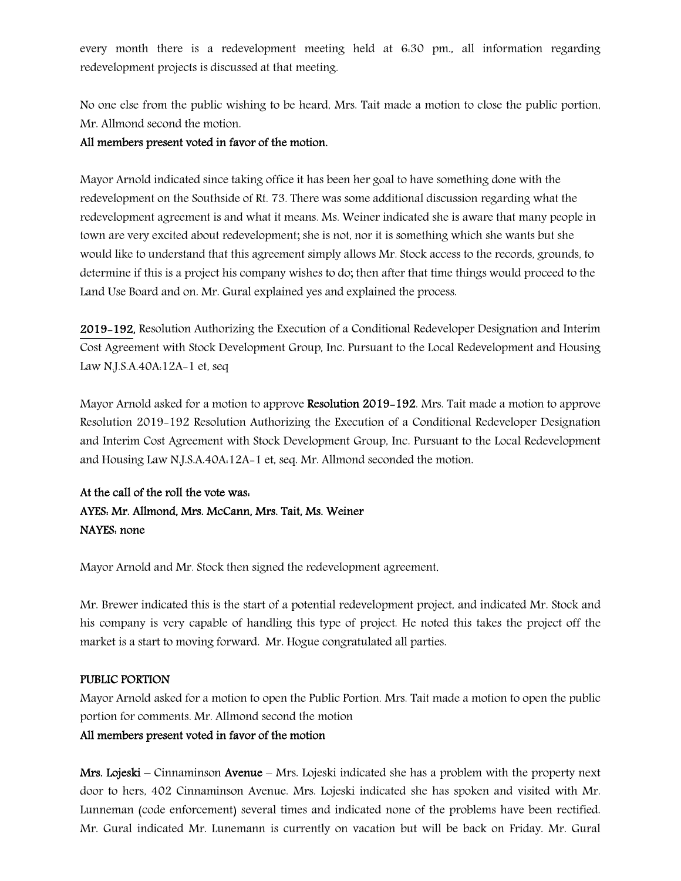every month there is a redevelopment meeting held at 6:30 pm., all information regarding redevelopment projects is discussed at that meeting.

No one else from the public wishing to be heard, Mrs. Tait made a motion to close the public portion, Mr. Allmond second the motion.

**All members present voted in favor of the motion.**

Mayor Arnold indicated since taking office it has been her goal to have something done with the redevelopment on the Southside of Rt. 73. There was some additional discussion regarding what the redevelopment agreement is and what it means. Ms. Weiner indicated she is aware that many people in town are very excited about redevelopment; she is not, nor it is something which she wants but she would like to understand that this agreement simply allows Mr. Stock access to the records, grounds, to determine if this is a project his company wishes to do; then after that time things would proceed to the Land Use Board and on. Mr. Gural explained yes and explained the process.

**2019-192**, Resolution Authorizing the Execution of a Conditional Redeveloper Designation and Interim Cost Agreement with Stock Development Group, Inc. Pursuant to the Local Redevelopment and Housing Law N.J.S.A.40A:12A-1 et, seq

Mayor Arnold asked for a motion to approve **Resolution 2019-192**. Mrs. Tait made a motion to approve Resolution 2019-192 Resolution Authorizing the Execution of a Conditional Redeveloper Designation and Interim Cost Agreement with Stock Development Group, Inc. Pursuant to the Local Redevelopment and Housing Law N.J.S.A.40A:12A-1 et, seq. Mr. Allmond seconded the motion.

**At the call of the roll the vote was:**
**AYES: Mr. Allmond, Mrs. McCann, Mrs. Tait, Ms. Weiner**
**NAYES: none**

Mayor Arnold and Mr. Stock then signed the redevelopment agreement.

Mr. Brewer indicated this is the start of a potential redevelopment project, and indicated Mr. Stock and his company is very capable of handling this type of project. He noted this takes the project off the market is a start to moving forward. Mr. Hogue congratulated all parties.

**PUBLIC PORTION**

Mayor Arnold asked for a motion to open the Public Portion. Mrs. Tait made a motion to open the public portion for comments. Mr. Allmond second the motion

**All members present voted in favor of the motion**

**Mrs. Lojeski** – Cinnaminson **Avenue** – Mrs. Lojeski indicated she has a problem with the property next door to hers, 402 Cinnaminson Avenue. Mrs. Lojeski indicated she has spoken and visited with Mr. Lunneman (code enforcement) several times and indicated none of the problems have been rectified. Mr. Gural indicated Mr. Lunemann is currently on vacation but will be back on Friday. Mr. Gural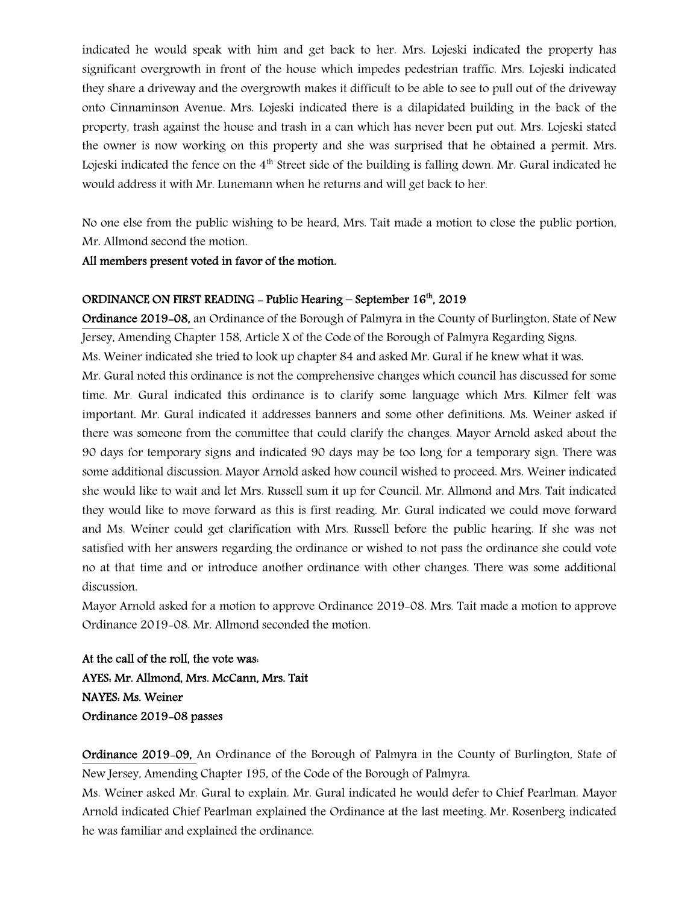indicated he would speak with him and get back to her. Mrs. Lojeski indicated the property has significant overgrowth in front of the house which impedes pedestrian traffic. Mrs. Lojeski indicated they share a driveway and the overgrowth makes it difficult to be able to see to pull out of the driveway onto Cinnaminson Avenue. Mrs. Lojeski indicated there is a dilapidated building in the back of the property, trash against the house and trash in a can which has never been put out. Mrs. Lojeski stated the owner is now working on this property and she was surprised that he obtained a permit. Mrs. Lojeski indicated the fence on the 4th Street side of the building is falling down. Mr. Gural indicated he would address it with Mr. Lunemann when he returns and will get back to her.

No one else from the public wishing to be heard, Mrs. Tait made a motion to close the public portion, Mr. Allmond second the motion.

**All members present voted in favor of the motion.**

**ORDINANCE ON FIRST READING - Public Hearing – September 16th, 2019**

**Ordinance 2019-08,** an Ordinance of the Borough of Palmyra in the County of Burlington, State of New Jersey, Amending Chapter 158, Article X of the Code of the Borough of Palmyra Regarding Signs.

Ms. Weiner indicated she tried to look up chapter 84 and asked Mr. Gural if he knew what it was.

Mr. Gural noted this ordinance is not the comprehensive changes which council has discussed for some time. Mr. Gural indicated this ordinance is to clarify some language which Mrs. Kilmer felt was important. Mr. Gural indicated it addresses banners and some other definitions. Ms. Weiner asked if there was someone from the committee that could clarify the changes. Mayor Arnold asked about the 90 days for temporary signs and indicated 90 days may be too long for a temporary sign. There was some additional discussion. Mayor Arnold asked how council wished to proceed. Mrs. Weiner indicated she would like to wait and let Mrs. Russell sum it up for Council. Mr. Allmond and Mrs. Tait indicated they would like to move forward as this is first reading. Mr. Gural indicated we could move forward and Ms. Weiner could get clarification with Mrs. Russell before the public hearing. If she was not satisfied with her answers regarding the ordinance or wished to not pass the ordinance she could vote no at that time and or introduce another ordinance with other changes. There was some additional discussion.

Mayor Arnold asked for a motion to approve Ordinance 2019-08. Mrs. Tait made a motion to approve Ordinance 2019-08. Mr. Allmond seconded the motion.

**At the call of the roll, the vote was:**
**AYES: Mr. Allmond, Mrs. McCann, Mrs. Tait**
**NAYES: Ms. Weiner**
**Ordinance 2019-08 passes**

**Ordinance 2019-09,** An Ordinance of the Borough of Palmyra in the County of Burlington, State of New Jersey, Amending Chapter 195, of the Code of the Borough of Palmyra.

Ms. Weiner asked Mr. Gural to explain. Mr. Gural indicated he would defer to Chief Pearlman. Mayor Arnold indicated Chief Pearlman explained the Ordinance at the last meeting. Mr. Rosenberg indicated he was familiar and explained the ordinance.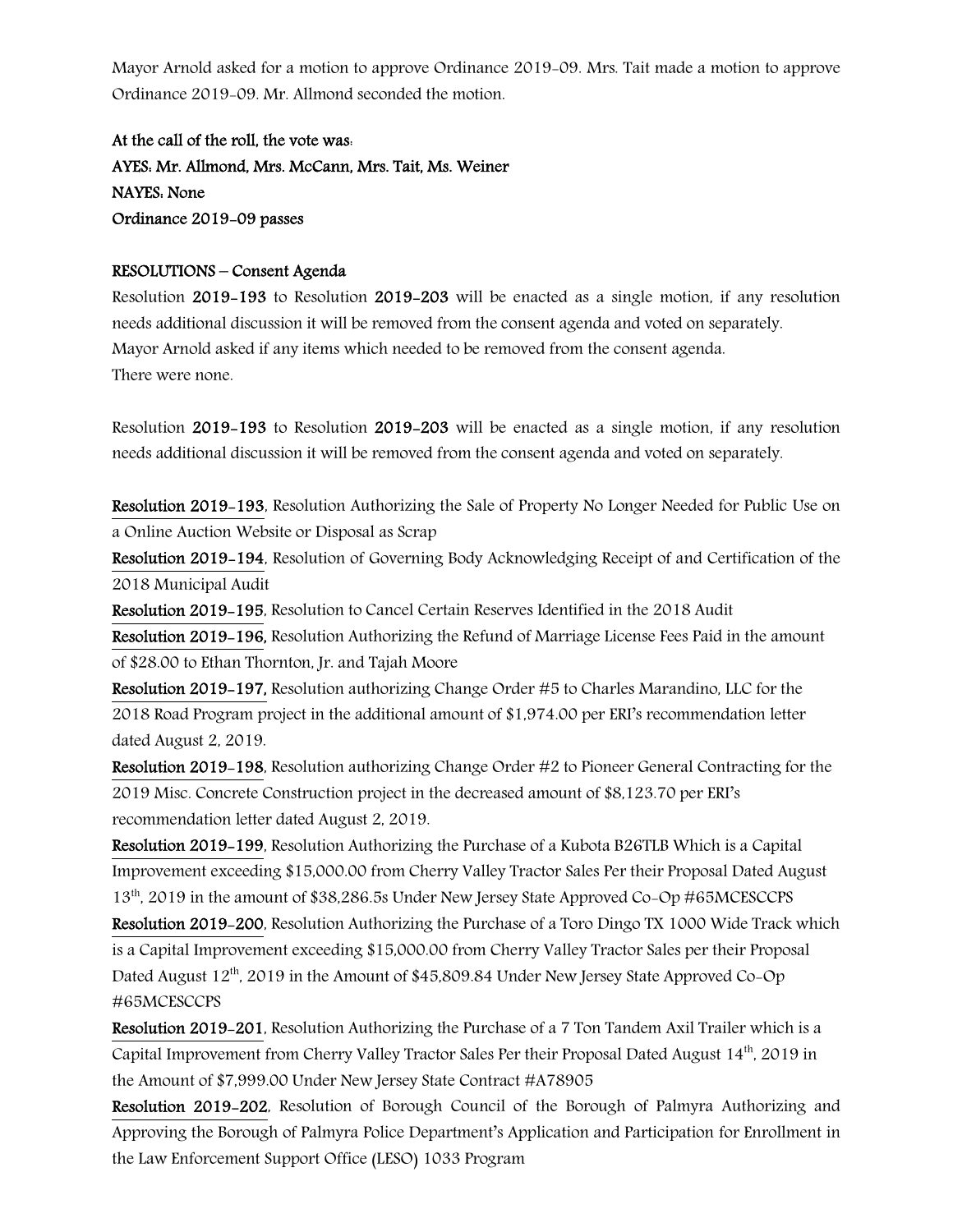Mayor Arnold asked for a motion to approve Ordinance 2019-09. Mrs. Tait made a motion to approve Ordinance 2019-09. Mr. Allmond seconded the motion.

**At the call of the roll, the vote was:**
**AYES: Mr. Allmond, Mrs. McCann, Mrs. Tait, Ms. Weiner**
**NAYES: None**
**Ordinance 2019-09 passes**

**RESOLUTIONS – Consent Agenda**

Resolution **2019-193** to Resolution **2019-203** will be enacted as a single motion, if any resolution needs additional discussion it will be removed from the consent agenda and voted on separately.
Mayor Arnold asked if any items which needed to be removed from the consent agenda.
There were none.

Resolution **2019-193** to Resolution **2019-203** will be enacted as a single motion, if any resolution needs additional discussion it will be removed from the consent agenda and voted on separately.

**Resolution 2019-193**, Resolution Authorizing the Sale of Property No Longer Needed for Public Use on a Online Auction Website or Disposal as Scrap

**Resolution 2019-194**, Resolution of Governing Body Acknowledging Receipt of and Certification of the 2018 Municipal Audit

**Resolution 2019-195**, Resolution to Cancel Certain Reserves Identified in the 2018 Audit

**Resolution 2019-196**, Resolution Authorizing the Refund of Marriage License Fees Paid in the amount of $28.00 to Ethan Thornton, Jr. and Tajah Moore

**Resolution 2019-197**, Resolution authorizing Change Order #5 to Charles Marandino, LLC for the 2018 Road Program project in the additional amount of $1,974.00 per ERI's recommendation letter dated August 2, 2019.

**Resolution 2019-198**, Resolution authorizing Change Order #2 to Pioneer General Contracting for the 2019 Misc. Concrete Construction project in the decreased amount of $8,123.70 per ERI's recommendation letter dated August 2, 2019.

**Resolution 2019-199**, Resolution Authorizing the Purchase of a Kubota B26TLB Which is a Capital Improvement exceeding $15,000.00 from Cherry Valley Tractor Sales Per their Proposal Dated August 13th, 2019 in the amount of $38,286.5s Under New Jersey State Approved Co-Op #65MCESCCPS

**Resolution 2019-200**, Resolution Authorizing the Purchase of a Toro Dingo TX 1000 Wide Track which is a Capital Improvement exceeding $15,000.00 from Cherry Valley Tractor Sales per their Proposal Dated August 12th, 2019 in the Amount of $45,809.84 Under New Jersey State Approved Co-Op #65MCESCCPS

**Resolution 2019-201**, Resolution Authorizing the Purchase of a 7 Ton Tandem Axil Trailer which is a Capital Improvement from Cherry Valley Tractor Sales Per their Proposal Dated August 14th, 2019 in the Amount of $7,999.00 Under New Jersey State Contract #A78905

**Resolution 2019-202**, Resolution of Borough Council of the Borough of Palmyra Authorizing and Approving the Borough of Palmyra Police Department's Application and Participation for Enrollment in the Law Enforcement Support Office (LESO) 1033 Program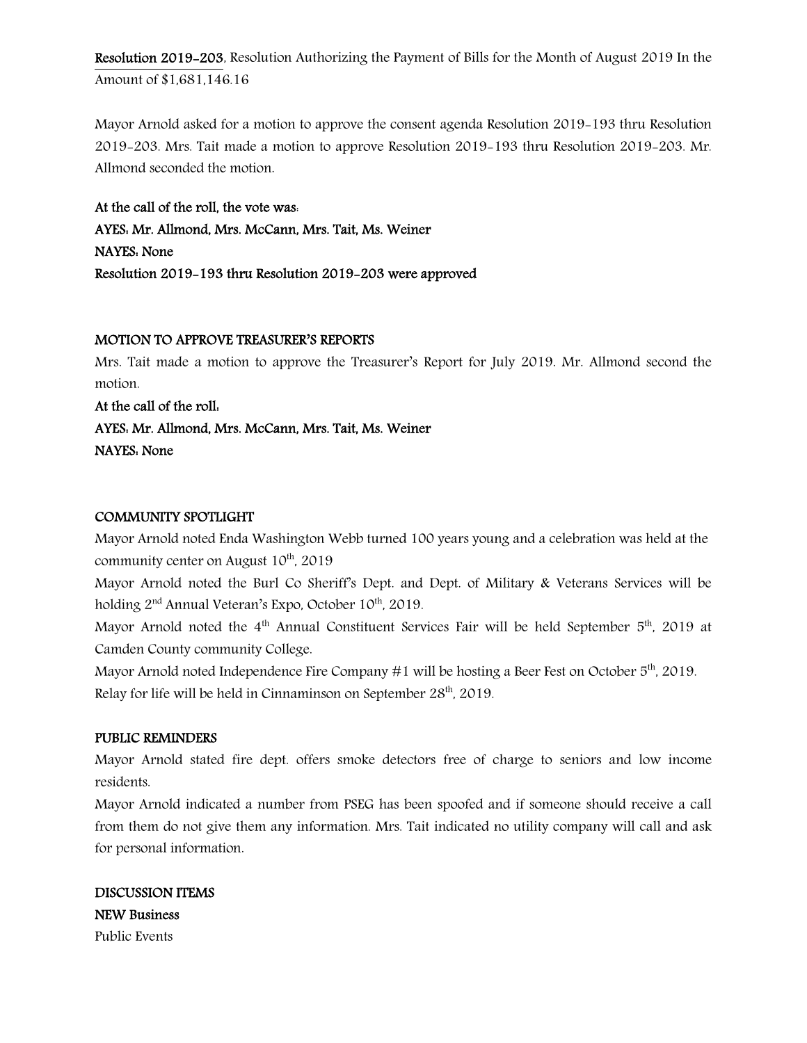**Resolution 2019-203**, Resolution Authorizing the Payment of Bills for the Month of August 2019 In the Amount of $1,681,146.16

Mayor Arnold asked for a motion to approve the consent agenda Resolution 2019-193 thru Resolution 2019-203. Mrs. Tait made a motion to approve Resolution 2019-193 thru Resolution 2019-203. Mr. Allmond seconded the motion.

**At the call of the roll, the vote was:**
**AYES: Mr. Allmond, Mrs. McCann, Mrs. Tait, Ms. Weiner**
**NAYES: None**
**Resolution 2019-193 thru Resolution 2019-203 were approved**

**MOTION TO APPROVE TREASURER'S REPORTS**

Mrs. Tait made a motion to approve the Treasurer's Report for July 2019. Mr. Allmond second the motion.

**At the call of the roll:**
**AYES: Mr. Allmond, Mrs. McCann, Mrs. Tait, Ms. Weiner**
**NAYES: None**

**COMMUNITY SPOTLIGHT**

Mayor Arnold noted Enda Washington Webb turned 100 years young and a celebration was held at the community center on August 10th, 2019

Mayor Arnold noted the Burl Co Sheriff's Dept. and Dept. of Military & Veterans Services will be holding 2nd Annual Veteran's Expo, October 10th, 2019.

Mayor Arnold noted the 4th Annual Constituent Services Fair will be held September 5th, 2019 at Camden County community College.

Mayor Arnold noted Independence Fire Company #1 will be hosting a Beer Fest on October 5th, 2019.

Relay for life will be held in Cinnaminson on September 28th, 2019.

**PUBLIC REMINDERS**

Mayor Arnold stated fire dept. offers smoke detectors free of charge to seniors and low income residents.

Mayor Arnold indicated a number from PSEG has been spoofed and if someone should receive a call from them do not give them any information. Mrs. Tait indicated no utility company will call and ask for personal information.

**DISCUSSION ITEMS**

**NEW Business**

Public Events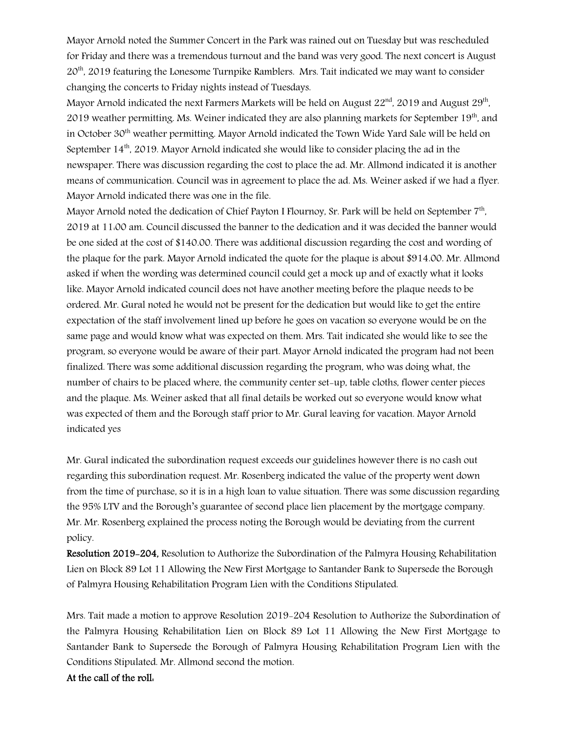Mayor Arnold noted the Summer Concert in the Park was rained out on Tuesday but was rescheduled for Friday and there was a tremendous turnout and the band was very good. The next concert is August 20th, 2019 featuring the Lonesome Turnpike Ramblers. Mrs. Tait indicated we may want to consider changing the concerts to Friday nights instead of Tuesdays.

Mayor Arnold indicated the next Farmers Markets will be held on August 22nd, 2019 and August 29th, 2019 weather permitting. Ms. Weiner indicated they are also planning markets for September 19th, and in October 30th weather permitting. Mayor Arnold indicated the Town Wide Yard Sale will be held on September 14th, 2019. Mayor Arnold indicated she would like to consider placing the ad in the newspaper. There was discussion regarding the cost to place the ad. Mr. Allmond indicated it is another means of communication. Council was in agreement to place the ad. Ms. Weiner asked if we had a flyer. Mayor Arnold indicated there was one in the file.

Mayor Arnold noted the dedication of Chief Payton I Flournoy, Sr. Park will be held on September 7th, 2019 at 11:00 am. Council discussed the banner to the dedication and it was decided the banner would be one sided at the cost of $140.00. There was additional discussion regarding the cost and wording of the plaque for the park. Mayor Arnold indicated the quote for the plaque is about $914.00. Mr. Allmond asked if when the wording was determined council could get a mock up and of exactly what it looks like. Mayor Arnold indicated council does not have another meeting before the plaque needs to be ordered. Mr. Gural noted he would not be present for the dedication but would like to get the entire expectation of the staff involvement lined up before he goes on vacation so everyone would be on the same page and would know what was expected on them. Mrs. Tait indicated she would like to see the program, so everyone would be aware of their part. Mayor Arnold indicated the program had not been finalized. There was some additional discussion regarding the program, who was doing what, the number of chairs to be placed where, the community center set-up, table cloths, flower center pieces and the plaque. Ms. Weiner asked that all final details be worked out so everyone would know what was expected of them and the Borough staff prior to Mr. Gural leaving for vacation. Mayor Arnold indicated yes

Mr. Gural indicated the subordination request exceeds our guidelines however there is no cash out regarding this subordination request. Mr. Rosenberg indicated the value of the property went down from the time of purchase, so it is in a high loan to value situation. There was some discussion regarding the 95% LTV and the Borough's guarantee of second place lien placement by the mortgage company. Mr. Mr. Rosenberg explained the process noting the Borough would be deviating from the current policy.

**Resolution 2019-204,** Resolution to Authorize the Subordination of the Palmyra Housing Rehabilitation Lien on Block 89 Lot 11 Allowing the New First Mortgage to Santander Bank to Supersede the Borough of Palmyra Housing Rehabilitation Program Lien with the Conditions Stipulated.

Mrs. Tait made a motion to approve Resolution 2019-204 Resolution to Authorize the Subordination of the Palmyra Housing Rehabilitation Lien on Block 89 Lot 11 Allowing the New First Mortgage to Santander Bank to Supersede the Borough of Palmyra Housing Rehabilitation Program Lien with the Conditions Stipulated. Mr. Allmond second the motion.

**At the call of the roll:**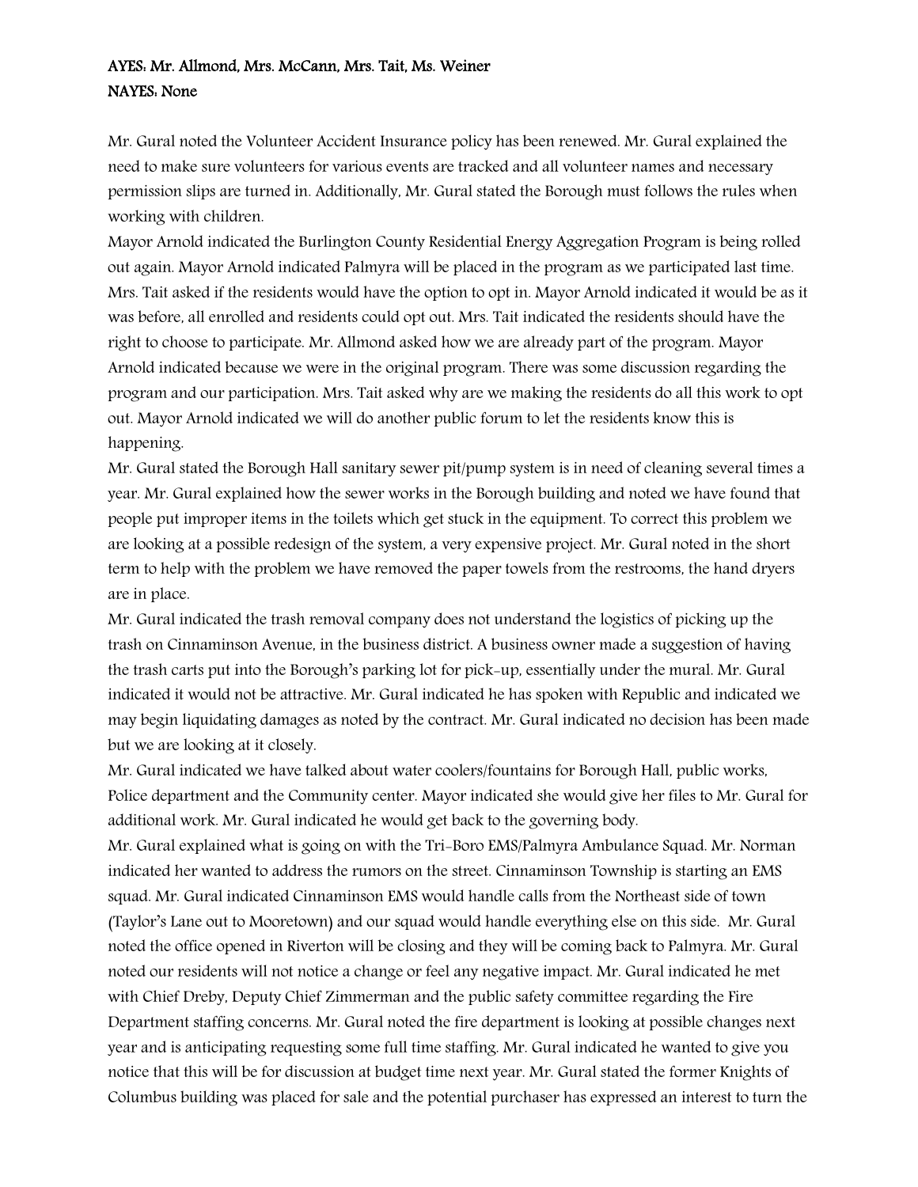**AYES: Mr. Allmond, Mrs. McCann, Mrs. Tait, Ms. Weiner**
**NAYES: None**

Mr. Gural noted the Volunteer Accident Insurance policy has been renewed. Mr. Gural explained the need to make sure volunteers for various events are tracked and all volunteer names and necessary permission slips are turned in. Additionally, Mr. Gural stated the Borough must follows the rules when working with children.

Mayor Arnold indicated the Burlington County Residential Energy Aggregation Program is being rolled out again. Mayor Arnold indicated Palmyra will be placed in the program as we participated last time. Mrs. Tait asked if the residents would have the option to opt in. Mayor Arnold indicated it would be as it was before, all enrolled and residents could opt out. Mrs. Tait indicated the residents should have the right to choose to participate. Mr. Allmond asked how we are already part of the program. Mayor Arnold indicated because we were in the original program. There was some discussion regarding the program and our participation. Mrs. Tait asked why are we making the residents do all this work to opt out. Mayor Arnold indicated we will do another public forum to let the residents know this is happening.

Mr. Gural stated the Borough Hall sanitary sewer pit/pump system is in need of cleaning several times a year. Mr. Gural explained how the sewer works in the Borough building and noted we have found that people put improper items in the toilets which get stuck in the equipment. To correct this problem we are looking at a possible redesign of the system, a very expensive project. Mr. Gural noted in the short term to help with the problem we have removed the paper towels from the restrooms, the hand dryers are in place.

Mr. Gural indicated the trash removal company does not understand the logistics of picking up the trash on Cinnaminson Avenue, in the business district. A business owner made a suggestion of having the trash carts put into the Borough's parking lot for pick-up, essentially under the mural. Mr. Gural indicated it would not be attractive. Mr. Gural indicated he has spoken with Republic and indicated we may begin liquidating damages as noted by the contract. Mr. Gural indicated no decision has been made but we are looking at it closely.

Mr. Gural indicated we have talked about water coolers/fountains for Borough Hall, public works, Police department and the Community center. Mayor indicated she would give her files to Mr. Gural for additional work. Mr. Gural indicated he would get back to the governing body.

Mr. Gural explained what is going on with the Tri-Boro EMS/Palmyra Ambulance Squad. Mr. Norman indicated her wanted to address the rumors on the street. Cinnaminson Township is starting an EMS squad. Mr. Gural indicated Cinnaminson EMS would handle calls from the Northeast side of town (Taylor's Lane out to Mooretown) and our squad would handle everything else on this side. Mr. Gural noted the office opened in Riverton will be closing and they will be coming back to Palmyra. Mr. Gural noted our residents will not notice a change or feel any negative impact. Mr. Gural indicated he met with Chief Dreby, Deputy Chief Zimmerman and the public safety committee regarding the Fire Department staffing concerns. Mr. Gural noted the fire department is looking at possible changes next year and is anticipating requesting some full time staffing. Mr. Gural indicated he wanted to give you notice that this will be for discussion at budget time next year. Mr. Gural stated the former Knights of Columbus building was placed for sale and the potential purchaser has expressed an interest to turn the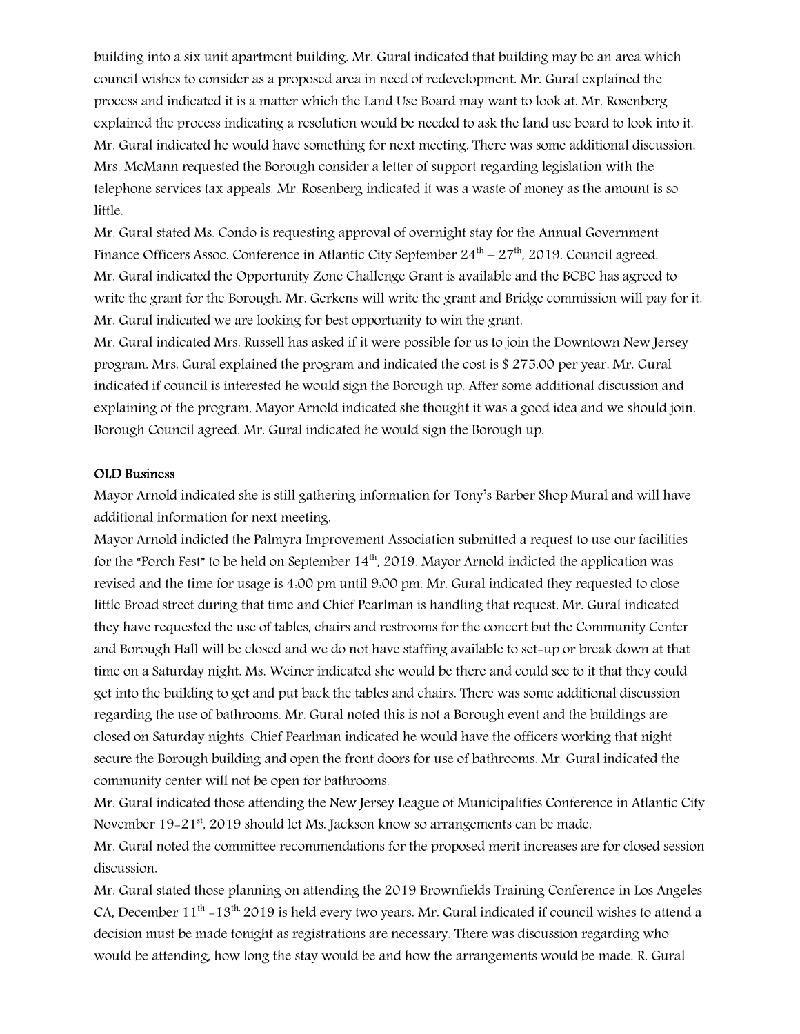building into a six unit apartment building. Mr. Gural indicated that building may be an area which council wishes to consider as a proposed area in need of redevelopment. Mr. Gural explained the process and indicated it is a matter which the Land Use Board may want to look at. Mr. Rosenberg explained the process indicating a resolution would be needed to ask the land use board to look into it. Mr. Gural indicated he would have something for next meeting. There was some additional discussion. Mrs. McMann requested the Borough consider a letter of support regarding legislation with the telephone services tax appeals. Mr. Rosenberg indicated it was a waste of money as the amount is so little.

Mr. Gural stated Ms. Condo is requesting approval of overnight stay for the Annual Government Finance Officers Assoc. Conference in Atlantic City September 24th – 27th, 2019. Council agreed.

Mr. Gural indicated the Opportunity Zone Challenge Grant is available and the BCBC has agreed to write the grant for the Borough. Mr. Gerkens will write the grant and Bridge commission will pay for it. Mr. Gural indicated we are looking for best opportunity to win the grant.

Mr. Gural indicated Mrs. Russell has asked if it were possible for us to join the Downtown New Jersey program. Mrs. Gural explained the program and indicated the cost is $ 275.00 per year. Mr. Gural indicated if council is interested he would sign the Borough up. After some additional discussion and explaining of the program, Mayor Arnold indicated she thought it was a good idea and we should join. Borough Council agreed. Mr. Gural indicated he would sign the Borough up.

**OLD Business**

Mayor Arnold indicated she is still gathering information for Tony's Barber Shop Mural and will have additional information for next meeting.

Mayor Arnold indicted the Palmyra Improvement Association submitted a request to use our facilities for the "Porch Fest" to be held on September 14th, 2019. Mayor Arnold indicted the application was revised and the time for usage is 4:00 pm until 9:00 pm. Mr. Gural indicated they requested to close little Broad street during that time and Chief Pearlman is handling that request. Mr. Gural indicated they have requested the use of tables, chairs and restrooms for the concert but the Community Center and Borough Hall will be closed and we do not have staffing available to set-up or break down at that time on a Saturday night. Ms. Weiner indicated she would be there and could see to it that they could get into the building to get and put back the tables and chairs. There was some additional discussion regarding the use of bathrooms. Mr. Gural noted this is not a Borough event and the buildings are closed on Saturday nights. Chief Pearlman indicated he would have the officers working that night secure the Borough building and open the front doors for use of bathrooms. Mr. Gural indicated the community center will not be open for bathrooms.

Mr. Gural indicated those attending the New Jersey League of Municipalities Conference in Atlantic City November 19-21st, 2019 should let Ms. Jackson know so arrangements can be made.

Mr. Gural noted the committee recommendations for the proposed merit increases are for closed session discussion.

Mr. Gural stated those planning on attending the 2019 Brownfields Training Conference in Los Angeles CA, December 11th -13th, 2019 is held every two years. Mr. Gural indicated if council wishes to attend a decision must be made tonight as registrations are necessary. There was discussion regarding who would be attending, how long the stay would be and how the arrangements would be made. R. Gural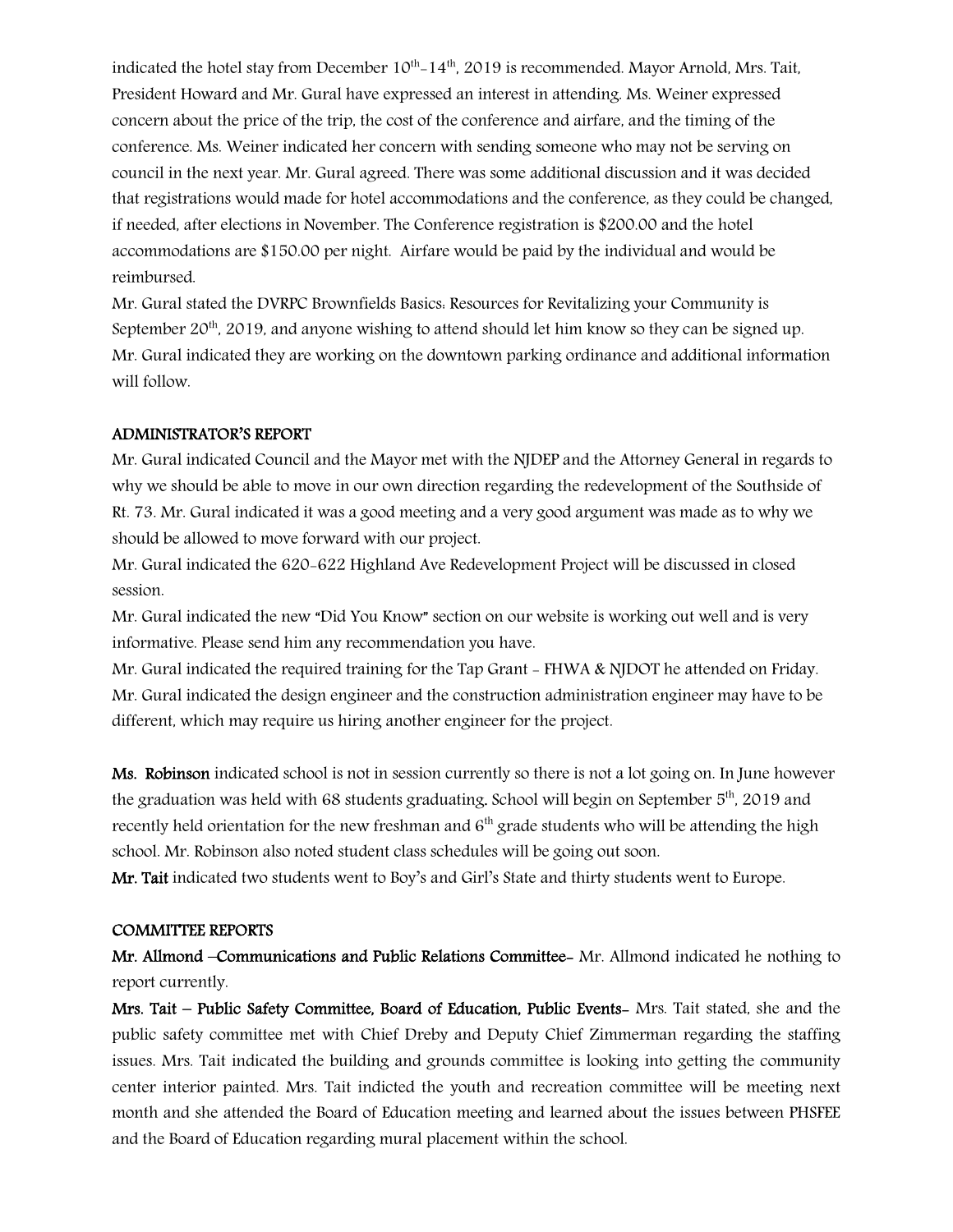indicated the hotel stay from December 10th-14th, 2019 is recommended. Mayor Arnold, Mrs. Tait, President Howard and Mr. Gural have expressed an interest in attending. Ms. Weiner expressed concern about the price of the trip, the cost of the conference and airfare, and the timing of the conference. Ms. Weiner indicated her concern with sending someone who may not be serving on council in the next year. Mr. Gural agreed. There was some additional discussion and it was decided that registrations would made for hotel accommodations and the conference, as they could be changed, if needed, after elections in November. The Conference registration is $200.00 and the hotel accommodations are $150.00 per night. Airfare would be paid by the individual and would be reimbursed.

Mr. Gural stated the DVRPC Brownfields Basics: Resources for Revitalizing your Community is September 20th, 2019, and anyone wishing to attend should let him know so they can be signed up. Mr. Gural indicated they are working on the downtown parking ordinance and additional information will follow.

## ADMINISTRATOR'S REPORT

Mr. Gural indicated Council and the Mayor met with the NJDEP and the Attorney General in regards to why we should be able to move in our own direction regarding the redevelopment of the Southside of Rt. 73. Mr. Gural indicated it was a good meeting and a very good argument was made as to why we should be allowed to move forward with our project.

Mr. Gural indicated the 620-622 Highland Ave Redevelopment Project will be discussed in closed session.

Mr. Gural indicated the new "Did You Know" section on our website is working out well and is very informative. Please send him any recommendation you have.

Mr. Gural indicated the required training for the Tap Grant - FHWA & NJDOT he attended on Friday. Mr. Gural indicated the design engineer and the construction administration engineer may have to be different, which may require us hiring another engineer for the project.

**Ms. Robinson** indicated school is not in session currently so there is not a lot going on. In June however the graduation was held with 68 students graduating. School will begin on September 5th, 2019 and recently held orientation for the new freshman and 6th grade students who will be attending the high school. Mr. Robinson also noted student class schedules will be going out soon.

**Mr. Tait** indicated two students went to Boy's and Girl's State and thirty students went to Europe.

## COMMITTEE REPORTS

**Mr. Allmond –Communications and Public Relations Committee-** Mr. Allmond indicated he nothing to report currently.

**Mrs. Tait – Public Safety Committee, Board of Education, Public Events-** Mrs. Tait stated, she and the public safety committee met with Chief Dreby and Deputy Chief Zimmerman regarding the staffing issues. Mrs. Tait indicated the building and grounds committee is looking into getting the community center interior painted. Mrs. Tait indicted the youth and recreation committee will be meeting next month and she attended the Board of Education meeting and learned about the issues between PHSFEE and the Board of Education regarding mural placement within the school.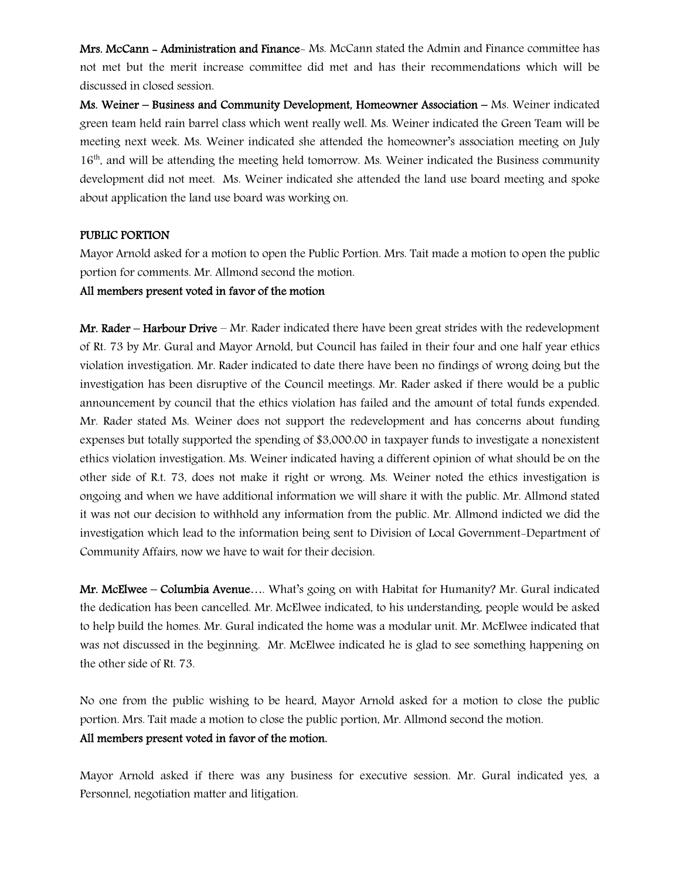**Mrs. McCann - Administration and Finance**- Ms. McCann stated the Admin and Finance committee has not met but the merit increase committee did met and has their recommendations which will be discussed in closed session.

**Ms. Weiner – Business and Community Development, Homeowner Association –** Ms. Weiner indicated green team held rain barrel class which went really well. Ms. Weiner indicated the Green Team will be meeting next week. Ms. Weiner indicated she attended the homeowner's association meeting on July 16th, and will be attending the meeting held tomorrow. Ms. Weiner indicated the Business community development did not meet. Ms. Weiner indicated she attended the land use board meeting and spoke about application the land use board was working on.

**PUBLIC PORTION**

Mayor Arnold asked for a motion to open the Public Portion. Mrs. Tait made a motion to open the public portion for comments. Mr. Allmond second the motion.

**All members present voted in favor of the motion**

**Mr. Rader – Harbour Drive** – Mr. Rader indicated there have been great strides with the redevelopment of Rt. 73 by Mr. Gural and Mayor Arnold, but Council has failed in their four and one half year ethics violation investigation. Mr. Rader indicated to date there have been no findings of wrong doing but the investigation has been disruptive of the Council meetings. Mr. Rader asked if there would be a public announcement by council that the ethics violation has failed and the amount of total funds expended. Mr. Rader stated Ms. Weiner does not support the redevelopment and has concerns about funding expenses but totally supported the spending of $3,000.00 in taxpayer funds to investigate a nonexistent ethics violation investigation. Ms. Weiner indicated having a different opinion of what should be on the other side of R.t. 73, does not make it right or wrong. Ms. Weiner noted the ethics investigation is ongoing and when we have additional information we will share it with the public. Mr. Allmond stated it was not our decision to withhold any information from the public. Mr. Allmond indicted we did the investigation which lead to the information being sent to Division of Local Government-Department of Community Affairs, now we have to wait for their decision.

**Mr. McElwee – Columbia Avenue….** What's going on with Habitat for Humanity? Mr. Gural indicated the dedication has been cancelled. Mr. McElwee indicated, to his understanding, people would be asked to help build the homes. Mr. Gural indicated the home was a modular unit. Mr. McElwee indicated that was not discussed in the beginning. Mr. McElwee indicated he is glad to see something happening on the other side of Rt. 73.

No one from the public wishing to be heard, Mayor Arnold asked for a motion to close the public portion. Mrs. Tait made a motion to close the public portion, Mr. Allmond second the motion.

**All members present voted in favor of the motion.**

Mayor Arnold asked if there was any business for executive session. Mr. Gural indicated yes, a Personnel, negotiation matter and litigation.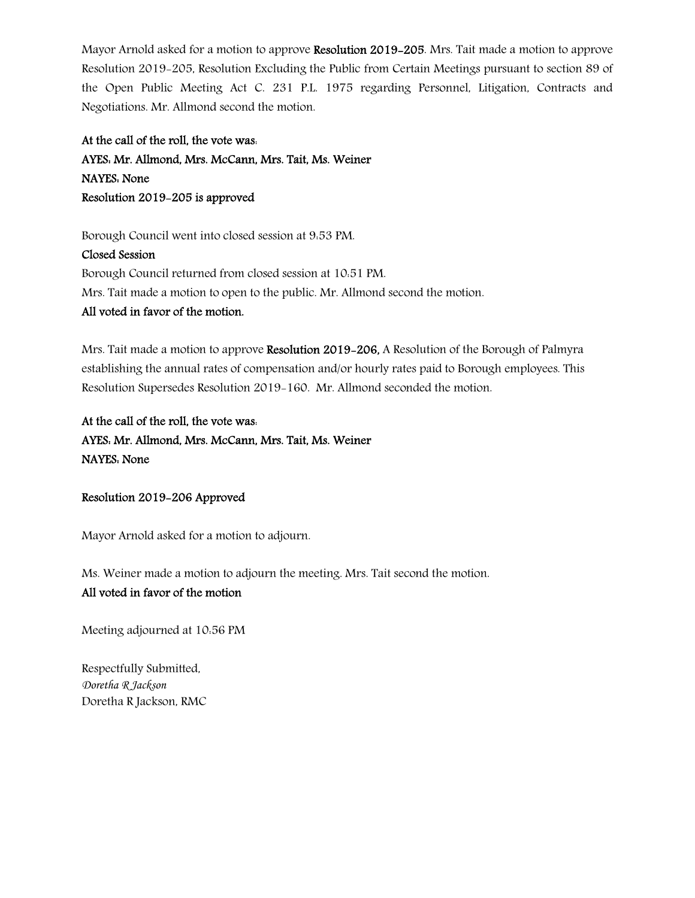Mayor Arnold asked for a motion to approve **Resolution 2019-205**. Mrs. Tait made a motion to approve Resolution 2019-205, Resolution Excluding the Public from Certain Meetings pursuant to section 89 of the Open Public Meeting Act C. 231 P.L. 1975 regarding Personnel, Litigation, Contracts and Negotiations. Mr. Allmond second the motion.

**At the call of the roll, the vote was:**
**AYES: Mr. Allmond, Mrs. McCann, Mrs. Tait, Ms. Weiner**
**NAYES: None**
**Resolution 2019-205 is approved**

Borough Council went into closed session at 9:53 PM.
**Closed Session**
Borough Council returned from closed session at 10:51 PM.
Mrs. Tait made a motion to open to the public. Mr. Allmond second the motion.
**All voted in favor of the motion.**

Mrs. Tait made a motion to approve **Resolution 2019-206,** A Resolution of the Borough of Palmyra establishing the annual rates of compensation and/or hourly rates paid to Borough employees. This Resolution Supersedes Resolution 2019-160. Mr. Allmond seconded the motion.

**At the call of the roll, the vote was:**
**AYES: Mr. Allmond, Mrs. McCann, Mrs. Tait, Ms. Weiner**
**NAYES: None**

**Resolution 2019-206 Approved**

Mayor Arnold asked for a motion to adjourn.

Ms. Weiner made a motion to adjourn the meeting. Mrs. Tait second the motion.
**All voted in favor of the motion**

Meeting adjourned at 10:56 PM

Respectfully Submitted,
*Doretha R Jackson*
Doretha R Jackson, RMC